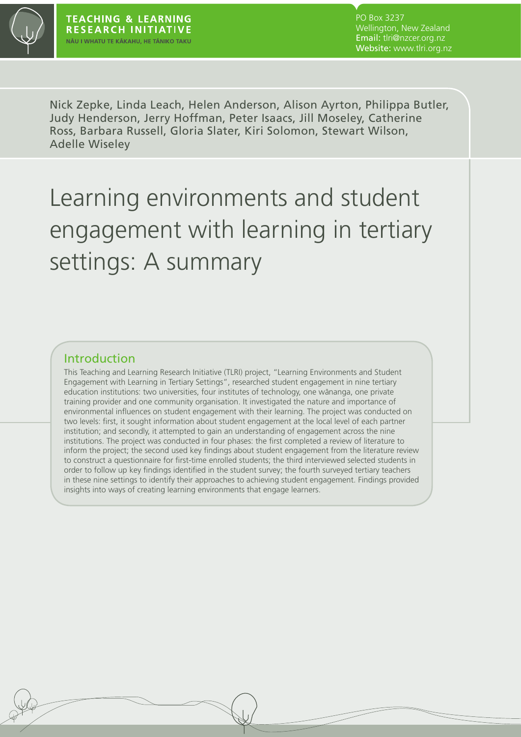TEACHING & LEARNING RESEARCH INITIATIVE
NĀU I WHATU TE KĀKAHU, HE TĀNIKO TAKU

PO Box 3237
Wellington, New Zealand
Email: tlri@nzcer.org.nz
Website: www.tlri.org.nz

Nick Zepke, Linda Leach, Helen Anderson, Alison Ayrton, Philippa Butler, Judy Henderson, Jerry Hoffman, Peter Isaacs, Jill Moseley, Catherine Ross, Barbara Russell, Gloria Slater, Kiri Solomon, Stewart Wilson, Adelle Wiseley

# Learning environments and student engagement with learning in tertiary settings: A summary

## Introduction

This Teaching and Learning Research Initiative (TLRI) project, "Learning Environments and Student Engagement with Learning in Tertiary Settings", researched student engagement in nine tertiary education institutions: two universities, four institutes of technology, one wānanga, one private training provider and one community organisation. It investigated the nature and importance of environmental influences on student engagement with their learning. The project was conducted on two levels: first, it sought information about student engagement at the local level of each partner institution; and secondly, it attempted to gain an understanding of engagement across the nine institutions. The project was conducted in four phases: the first completed a review of literature to inform the project; the second used key findings about student engagement from the literature review to construct a questionnaire for first-time enrolled students; the third interviewed selected students in order to follow up key findings identified in the student survey; the fourth surveyed tertiary teachers in these nine settings to identify their approaches to achieving student engagement. Findings provided insights into ways of creating learning environments that engage learners.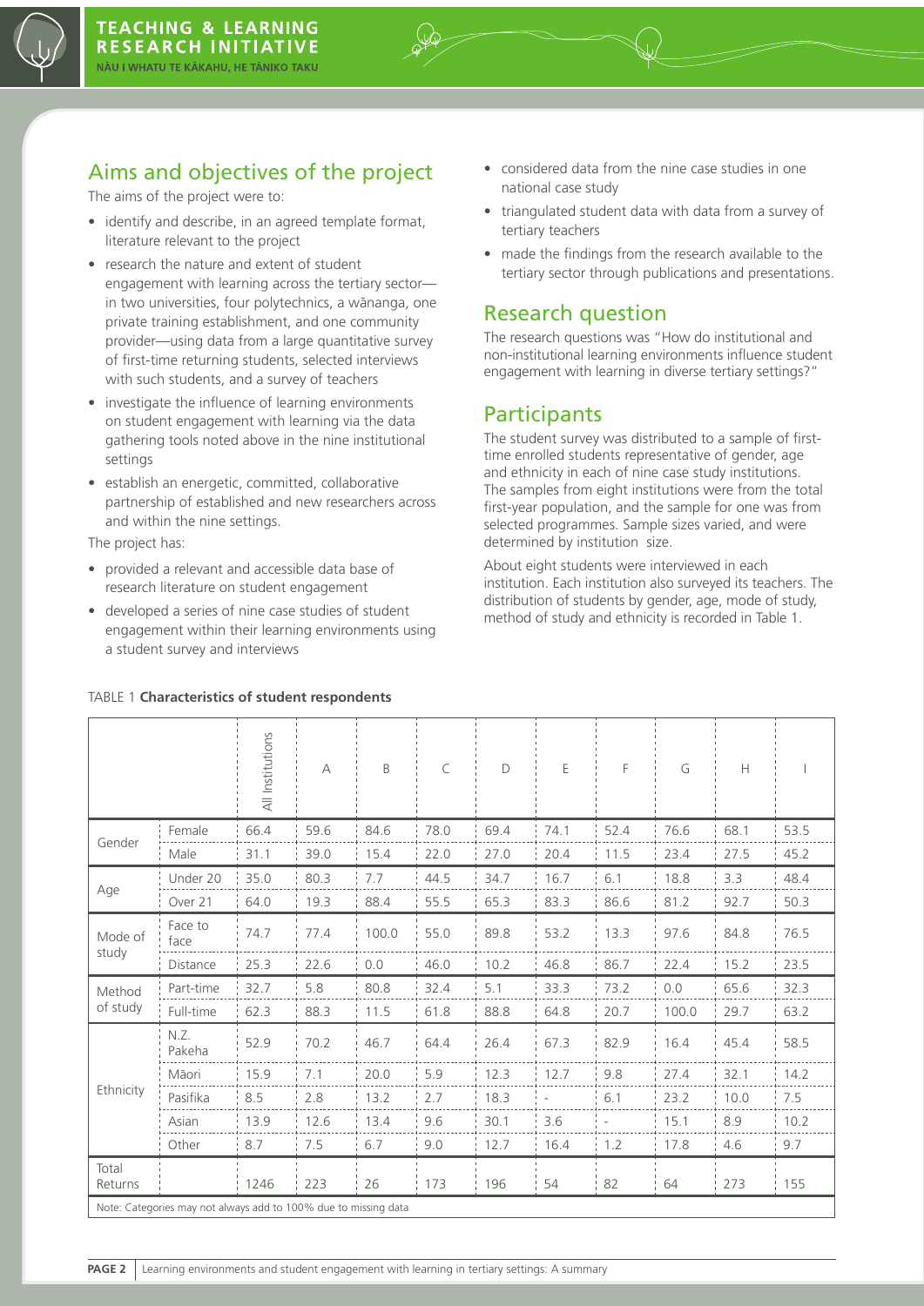## Aims and objectives of the project

The aims of the project were to:

- identify and describe, in an agreed template format, literature relevant to the project
- research the nature and extent of student engagement with learning across the tertiary sector—in two universities, four polytechnics, a wānanga, one private training establishment, and one community provider—using data from a large quantitative survey of first-time returning students, selected interviews with such students, and a survey of teachers
- investigate the influence of learning environments on student engagement with learning via the data gathering tools noted above in the nine institutional settings
- establish an energetic, committed, collaborative partnership of established and new researchers across and within the nine settings.

The project has:

- provided a relevant and accessible data base of research literature on student engagement
- developed a series of nine case studies of student engagement within their learning environments using a student survey and interviews
- considered data from the nine case studies in one national case study
- triangulated student data with data from a survey of tertiary teachers
- made the findings from the research available to the tertiary sector through publications and presentations.

## Research question

The research questions was "How do institutional and non-institutional learning environments influence student engagement with learning in diverse tertiary settings?"

## Participants

The student survey was distributed to a sample of first-time enrolled students representative of gender, age and ethnicity in each of nine case study institutions. The samples from eight institutions were from the total first-year population, and the sample for one was from selected programmes. Sample sizes varied, and were determined by institution size.

About eight students were interviewed in each institution. Each institution also surveyed its teachers. The distribution of students by gender, age, mode of study, method of study and ethnicity is recorded in Table 1.

TABLE 1 **Characteristics of student respondents**

| | | All Institutions | A | B | C | D | E | F | G | H | I |
|---|---|---|---|---|---|---|---|---|---|---|---|
| Gender | Female | 66.4 | 59.6 | 84.6 | 78.0 | 69.4 | 74.1 | 52.4 | 76.6 | 68.1 | 53.5 |
| | Male | 31.1 | 39.0 | 15.4 | 22.0 | 27.0 | 20.4 | 11.5 | 23.4 | 27.5 | 45.2 |
| Age | Under 20 | 35.0 | 80.3 | 7.7 | 44.5 | 34.7 | 16.7 | 6.1 | 18.8 | 3.3 | 48.4 |
| | Over 21 | 64.0 | 19.3 | 88.4 | 55.5 | 65.3 | 83.3 | 86.6 | 81.2 | 92.7 | 50.3 |
| Mode of study | Face to face | 74.7 | 77.4 | 100.0 | 55.0 | 89.8 | 53.2 | 13.3 | 97.6 | 84.8 | 76.5 |
| | Distance | 25.3 | 22.6 | 0.0 | 46.0 | 10.2 | 46.8 | 86.7 | 22.4 | 15.2 | 23.5 |
| Method of study | Part-time | 32.7 | 5.8 | 80.8 | 32.4 | 5.1 | 33.3 | 73.2 | 0.0 | 65.6 | 32.3 |
| | Full-time | 62.3 | 88.3 | 11.5 | 61.8 | 88.8 | 64.8 | 20.7 | 100.0 | 29.7 | 63.2 |
| Ethnicity | N.Z. Pakeha | 52.9 | 70.2 | 46.7 | 64.4 | 26.4 | 67.3 | 82.9 | 16.4 | 45.4 | 58.5 |
| | Māori | 15.9 | 7.1 | 20.0 | 5.9 | 12.3 | 12.7 | 9.8 | 27.4 | 32.1 | 14.2 |
| | Pasifika | 8.5 | 2.8 | 13.2 | 2.7 | 18.3 | - | 6.1 | 23.2 | 10.0 | 7.5 |
| | Asian | 13.9 | 12.6 | 13.4 | 9.6 | 30.1 | 3.6 | - | 15.1 | 8.9 | 10.2 |
| | Other | 8.7 | 7.5 | 6.7 | 9.0 | 12.7 | 16.4 | 1.2 | 17.8 | 4.6 | 9.7 |
| Total Returns | | 1246 | 223 | 26 | 173 | 196 | 54 | 82 | 64 | 273 | 155 |

Note: Categories may not always add to 100% due to missing data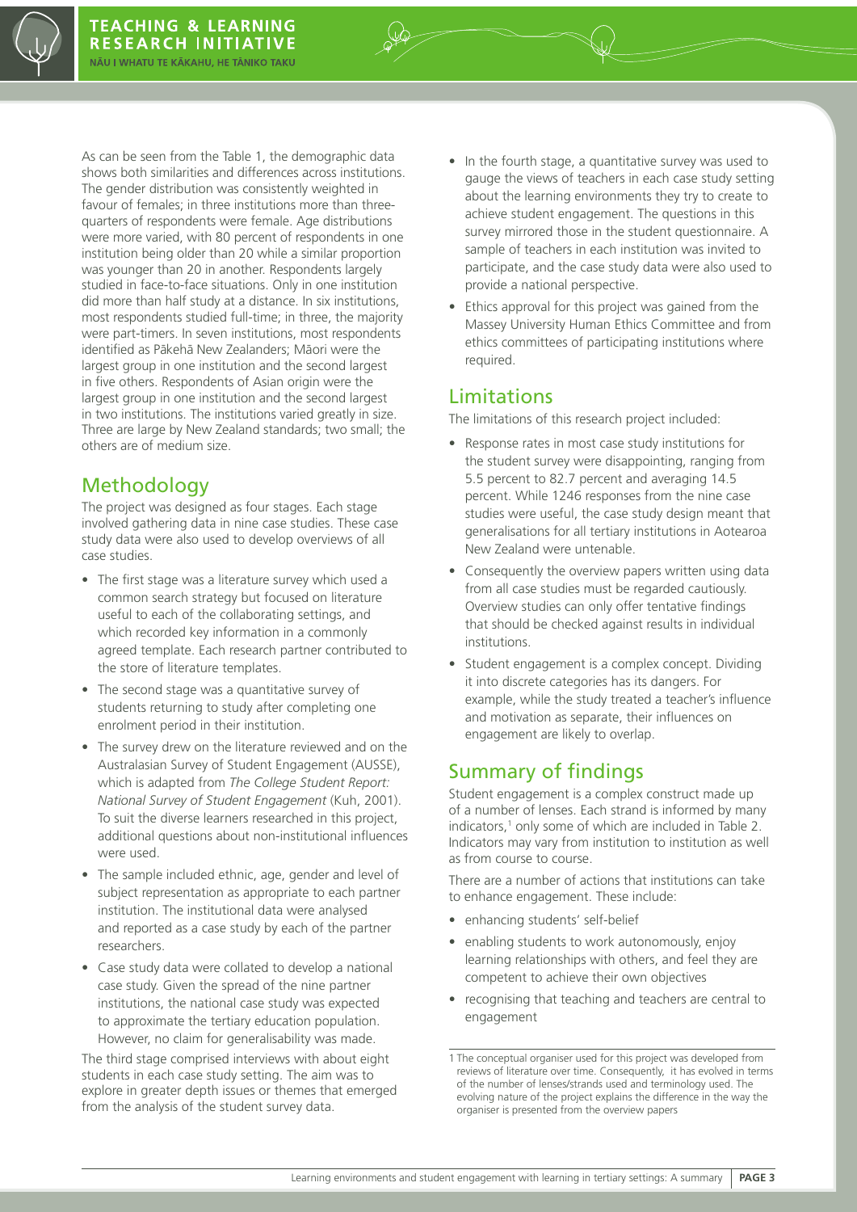As can be seen from the Table 1, the demographic data shows both similarities and differences across institutions. The gender distribution was consistently weighted in favour of females; in three institutions more than three-quarters of respondents were female. Age distributions were more varied, with 80 percent of respondents in one institution being older than 20 while a similar proportion was younger than 20 in another. Respondents largely studied in face-to-face situations. Only in one institution did more than half study at a distance. In six institutions, most respondents studied full-time; in three, the majority were part-timers. In seven institutions, most respondents identified as Pākehā New Zealanders; Māori were the largest group in one institution and the second largest in five others. Respondents of Asian origin were the largest group in one institution and the second largest in two institutions. The institutions varied greatly in size. Three are large by New Zealand standards; two small; the others are of medium size.

## Methodology

The project was designed as four stages. Each stage involved gathering data in nine case studies. These case study data were also used to develop overviews of all case studies.

- The first stage was a literature survey which used a common search strategy but focused on literature useful to each of the collaborating settings, and which recorded key information in a commonly agreed template. Each research partner contributed to the store of literature templates.
- The second stage was a quantitative survey of students returning to study after completing one enrolment period in their institution.
- The survey drew on the literature reviewed and on the Australasian Survey of Student Engagement (AUSSE), which is adapted from *The College Student Report: National Survey of Student Engagement* (Kuh, 2001). To suit the diverse learners researched in this project, additional questions about non-institutional influences were used.
- The sample included ethnic, age, gender and level of subject representation as appropriate to each partner institution. The institutional data were analysed and reported as a case study by each of the partner researchers.
- Case study data were collated to develop a national case study. Given the spread of the nine partner institutions, the national case study was expected to approximate the tertiary education population. However, no claim for generalisability was made.

The third stage comprised interviews with about eight students in each case study setting. The aim was to explore in greater depth issues or themes that emerged from the analysis of the student survey data.

- In the fourth stage, a quantitative survey was used to gauge the views of teachers in each case study setting about the learning environments they try to create to achieve student engagement. The questions in this survey mirrored those in the student questionnaire. A sample of teachers in each institution was invited to participate, and the case study data were also used to provide a national perspective.
- Ethics approval for this project was gained from the Massey University Human Ethics Committee and from ethics committees of participating institutions where required.

## Limitations

The limitations of this research project included:

- Response rates in most case study institutions for the student survey were disappointing, ranging from 5.5 percent to 82.7 percent and averaging 14.5 percent. While 1246 responses from the nine case studies were useful, the case study design meant that generalisations for all tertiary institutions in Aotearoa New Zealand were untenable.
- Consequently the overview papers written using data from all case studies must be regarded cautiously. Overview studies can only offer tentative findings that should be checked against results in individual institutions.
- Student engagement is a complex concept. Dividing it into discrete categories has its dangers. For example, while the study treated a teacher's influence and motivation as separate, their influences on engagement are likely to overlap.

## Summary of findings

Student engagement is a complex construct made up of a number of lenses. Each strand is informed by many indicators,[1] only some of which are included in Table 2. Indicators may vary from institution to institution as well as from course to course.

There are a number of actions that institutions can take to enhance engagement. These include:

- enhancing students' self-belief
- enabling students to work autonomously, enjoy learning relationships with others, and feel they are competent to achieve their own objectives
- recognising that teaching and teachers are central to engagement

---

1 The conceptual organiser used for this project was developed from reviews of literature over time. Consequently, it has evolved in terms of the number of lenses/strands used and terminology used. The evolving nature of the project explains the difference in the way the organiser is presented from the overview papers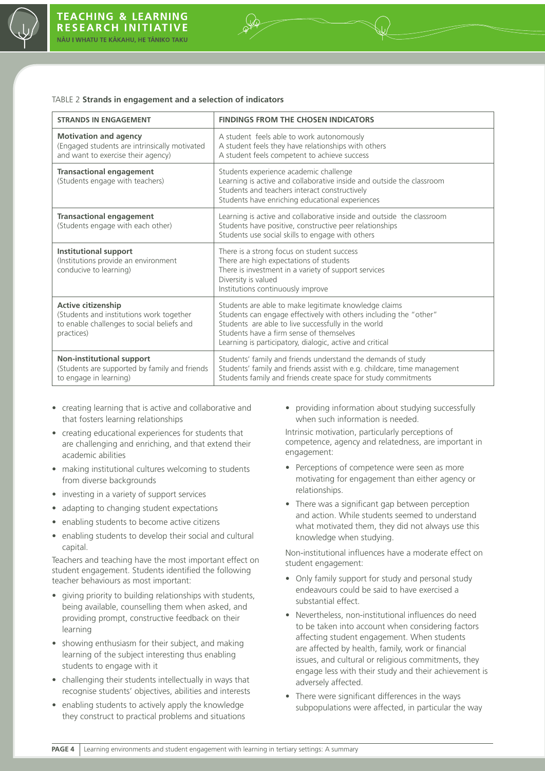TABLE 2 **Strands in engagement and a selection of indicators**

| STRANDS IN ENGAGEMENT | FINDINGS FROM THE CHOSEN INDICATORS |
|---|---|
| **Motivation and agency** (Engaged students are intrinsically motivated and want to exercise their agency) | A student feels able to work autonomously<br>A student feels they have relationships with others<br>A student feels competent to achieve success |
| **Transactional engagement** (Students engage with teachers) | Students experience academic challenge<br>Learning is active and collaborative inside and outside the classroom<br>Students and teachers interact constructively<br>Students have enriching educational experiences |
| **Transactional engagement** (Students engage with each other) | Learning is active and collaborative inside and outside the classroom<br>Students have positive, constructive peer relationships<br>Students use social skills to engage with others |
| **Institutional support** (Institutions provide an environment conducive to learning) | There is a strong focus on student success<br>There are high expectations of students<br>There is investment in a variety of support services<br>Diversity is valued<br>Institutions continuously improve |
| **Active citizenship** (Students and institutions work together to enable challenges to social beliefs and practices) | Students are able to make legitimate knowledge claims<br>Students can engage effectively with others including the "other"<br>Students are able to live successfully in the world<br>Students have a firm sense of themselves<br>Learning is participatory, dialogic, active and critical |
| **Non-institutional support** (Students are supported by family and friends to engage in learning) | Students' family and friends understand the demands of study<br>Students' family and friends assist with e.g. childcare, time management<br>Students family and friends create space for study commitments |

- creating learning that is active and collaborative and that fosters learning relationships
- creating educational experiences for students that are challenging and enriching, and that extend their academic abilities
- making institutional cultures welcoming to students from diverse backgrounds
- investing in a variety of support services
- adapting to changing student expectations
- enabling students to become active citizens
- enabling students to develop their social and cultural capital.

Teachers and teaching have the most important effect on student engagement. Students identified the following teacher behaviours as most important:

- giving priority to building relationships with students, being available, counselling them when asked, and providing prompt, constructive feedback on their learning
- showing enthusiasm for their subject, and making learning of the subject interesting thus enabling students to engage with it
- challenging their students intellectually in ways that recognise students' objectives, abilities and interests
- enabling students to actively apply the knowledge they construct to practical problems and situations
- providing information about studying successfully when such information is needed.

Intrinsic motivation, particularly perceptions of competence, agency and relatedness, are important in engagement:

- Perceptions of competence were seen as more motivating for engagement than either agency or relationships.
- There was a significant gap between perception and action. While students seemed to understand what motivated them, they did not always use this knowledge when studying.

Non-institutional influences have a moderate effect on student engagement:

- Only family support for study and personal study endeavours could be said to have exercised a substantial effect.
- Nevertheless, non-institutional influences do need to be taken into account when considering factors affecting student engagement. When students are affected by health, family, work or financial issues, and cultural or religious commitments, they engage less with their study and their achievement is adversely affected.
- There were significant differences in the ways subpopulations were affected, in particular the way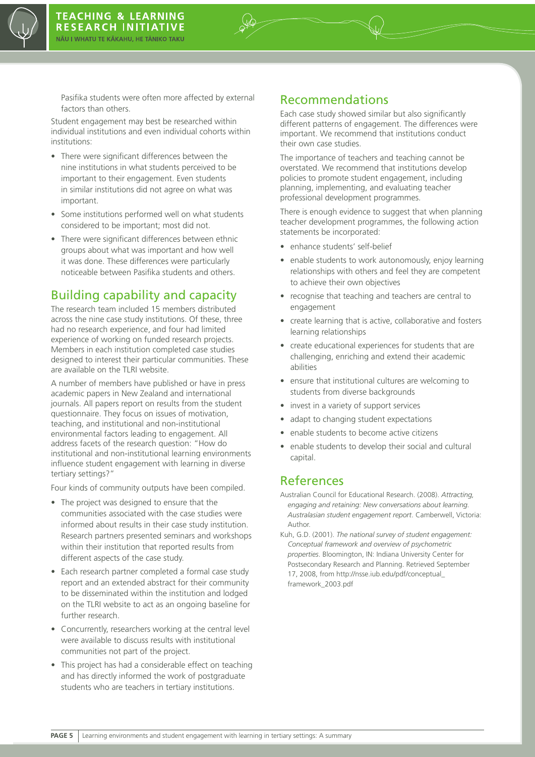Pasifika students were often more affected by external factors than others.

Student engagement may best be researched within individual institutions and even individual cohorts within institutions:

- There were significant differences between the nine institutions in what students perceived to be important to their engagement. Even students in similar institutions did not agree on what was important.
- Some institutions performed well on what students considered to be important; most did not.
- There were significant differences between ethnic groups about what was important and how well it was done. These differences were particularly noticeable between Pasifika students and others.

## Building capability and capacity

The research team included 15 members distributed across the nine case study institutions. Of these, three had no research experience, and four had limited experience of working on funded research projects. Members in each institution completed case studies designed to interest their particular communities. These are available on the TLRI website.

A number of members have published or have in press academic papers in New Zealand and international journals. All papers report on results from the student questionnaire. They focus on issues of motivation, teaching, and institutional and non-institutional environmental factors leading to engagement. All address facets of the research question: "How do institutional and non-institutional learning environments influence student engagement with learning in diverse tertiary settings?"

Four kinds of community outputs have been compiled.

- The project was designed to ensure that the communities associated with the case studies were informed about results in their case study institution. Research partners presented seminars and workshops within their institution that reported results from different aspects of the case study.
- Each research partner completed a formal case study report and an extended abstract for their community to be disseminated within the institution and lodged on the TLRI website to act as an ongoing baseline for further research.
- Concurrently, researchers working at the central level were available to discuss results with institutional communities not part of the project.
- This project has had a considerable effect on teaching and has directly informed the work of postgraduate students who are teachers in tertiary institutions.

## Recommendations

Each case study showed similar but also significantly different patterns of engagement. The differences were important. We recommend that institutions conduct their own case studies.

The importance of teachers and teaching cannot be overstated. We recommend that institutions develop policies to promote student engagement, including planning, implementing, and evaluating teacher professional development programmes.

There is enough evidence to suggest that when planning teacher development programmes, the following action statements be incorporated:

- enhance students' self-belief
- enable students to work autonomously, enjoy learning relationships with others and feel they are competent to achieve their own objectives
- recognise that teaching and teachers are central to engagement
- create learning that is active, collaborative and fosters learning relationships
- create educational experiences for students that are challenging, enriching and extend their academic abilities
- ensure that institutional cultures are welcoming to students from diverse backgrounds
- invest in a variety of support services
- adapt to changing student expectations
- enable students to become active citizens
- enable students to develop their social and cultural capital.

## References

Australian Council for Educational Research. (2008). *Attracting, engaging and retaining: New conversations about learning. Australasian student engagement report*. Camberwell, Victoria: Author.

Kuh, G.D. (2001). *The national survey of student engagement: Conceptual framework and overview of psychometric properties*. Bloomington, IN: Indiana University Center for Postsecondary Research and Planning. Retrieved September 17, 2008, from http://nsse.iub.edu/pdf/conceptual_framework_2003.pdf